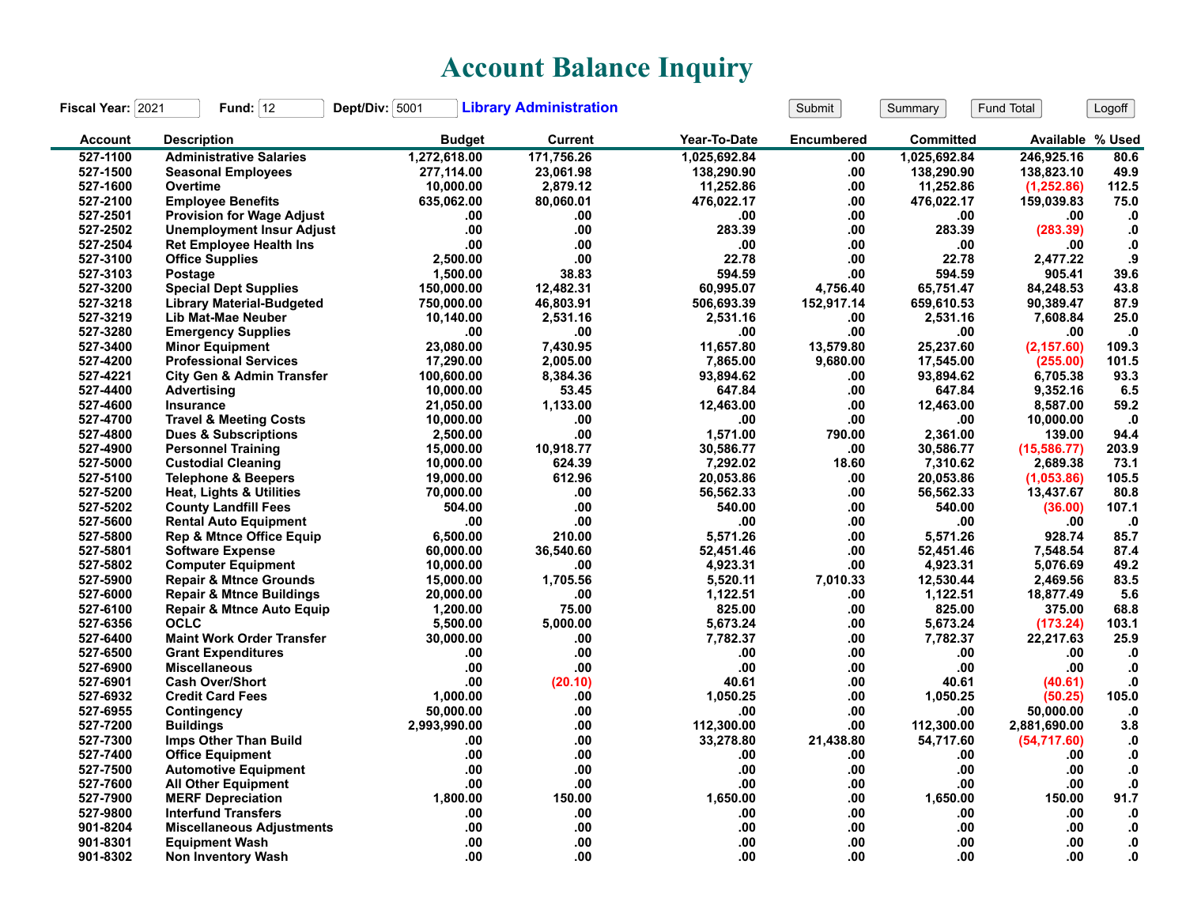# Account Balance Inquiry

**Fiscal Year:** 2021 **Fund:** 12 **Dept/Div:** 5001 **Library Administration**

Submit | Summary | Fund Total | Logoff

| Account | Description | Budget | Current | Year-To-Date | Encumbered | Committed | Available | % Used |
|---|---|---|---|---|---|---|---|---|
| 527-1100 | Administrative Salaries | 1,272,618.00 | 171,756.26 | 1,025,692.84 | .00 | 1,025,692.84 | 246,925.16 | 80.6 |
| 527-1500 | Seasonal Employees | 277,114.00 | 23,061.98 | 138,290.90 | .00 | 138,290.90 | 138,823.10 | 49.9 |
| 527-1600 | Overtime | 10,000.00 | 2,879.12 | 11,252.86 | .00 | 11,252.86 | (1,252.86) | 112.5 |
| 527-2100 | Employee Benefits | 635,062.00 | 80,060.01 | 476,022.17 | .00 | 476,022.17 | 159,039.83 | 75.0 |
| 527-2501 | Provision for Wage Adjust | .00 | .00 | .00 | .00 | .00 | .00 | .0 |
| 527-2502 | Unemployment Insur Adjust | .00 | .00 | 283.39 | .00 | 283.39 | (283.39) | .0 |
| 527-2504 | Ret Employee Health Ins | .00 | .00 | .00 | .00 | .00 | .00 | .0 |
| 527-3100 | Office Supplies | 2,500.00 | .00 | 22.78 | .00 | 22.78 | 2,477.22 | .9 |
| 527-3103 | Postage | 1,500.00 | 38.83 | 594.59 | .00 | 594.59 | 905.41 | 39.6 |
| 527-3200 | Special Dept Supplies | 150,000.00 | 12,482.31 | 60,995.07 | 4,756.40 | 65,751.47 | 84,248.53 | 43.8 |
| 527-3218 | Library Material-Budgeted | 750,000.00 | 46,803.91 | 506,693.39 | 152,917.14 | 659,610.53 | 90,389.47 | 87.9 |
| 527-3219 | Lib Mat-Mae Neuber | 10,140.00 | 2,531.16 | 2,531.16 | .00 | 2,531.16 | 7,608.84 | 25.0 |
| 527-3280 | Emergency Supplies | .00 | .00 | .00 | .00 | .00 | .00 | .0 |
| 527-3400 | Minor Equipment | 23,080.00 | 7,430.95 | 11,657.80 | 13,579.80 | 25,237.60 | (2,157.60) | 109.3 |
| 527-4200 | Professional Services | 17,290.00 | 2,005.00 | 7,865.00 | 9,680.00 | 17,545.00 | (255.00) | 101.5 |
| 527-4221 | City Gen & Admin Transfer | 100,600.00 | 8,384.36 | 93,894.62 | .00 | 93,894.62 | 6,705.38 | 93.3 |
| 527-4400 | Advertising | 10,000.00 | 53.45 | 647.84 | .00 | 647.84 | 9,352.16 | 6.5 |
| 527-4600 | Insurance | 21,050.00 | 1,133.00 | 12,463.00 | .00 | 12,463.00 | 8,587.00 | 59.2 |
| 527-4700 | Travel & Meeting Costs | 10,000.00 | .00 | .00 | .00 | .00 | 10,000.00 | .0 |
| 527-4800 | Dues & Subscriptions | 2,500.00 | .00 | 1,571.00 | 790.00 | 2,361.00 | 139.00 | 94.4 |
| 527-4900 | Personnel Training | 15,000.00 | 10,918.77 | 30,586.77 | .00 | 30,586.77 | (15,586.77) | 203.9 |
| 527-5000 | Custodial Cleaning | 10,000.00 | 624.39 | 7,292.02 | 18.60 | 7,310.62 | 2,689.38 | 73.1 |
| 527-5100 | Telephone & Beepers | 19,000.00 | 612.96 | 20,053.86 | .00 | 20,053.86 | (1,053.86) | 105.5 |
| 527-5200 | Heat, Lights & Utilities | 70,000.00 | .00 | 56,562.33 | .00 | 56,562.33 | 13,437.67 | 80.8 |
| 527-5202 | County Landfill Fees | 504.00 | .00 | 540.00 | .00 | 540.00 | (36.00) | 107.1 |
| 527-5600 | Rental Auto Equipment | .00 | .00 | .00 | .00 | .00 | .00 | .0 |
| 527-5800 | Rep & Mtnce Office Equip | 6,500.00 | 210.00 | 5,571.26 | .00 | 5,571.26 | 928.74 | 85.7 |
| 527-5801 | Software Expense | 60,000.00 | 36,540.60 | 52,451.46 | .00 | 52,451.46 | 7,548.54 | 87.4 |
| 527-5802 | Computer Equipment | 10,000.00 | .00 | 4,923.31 | .00 | 4,923.31 | 5,076.69 | 49.2 |
| 527-5900 | Repair & Mtnce Grounds | 15,000.00 | 1,705.56 | 5,520.11 | 7,010.33 | 12,530.44 | 2,469.56 | 83.5 |
| 527-6000 | Repair & Mtnce Buildings | 20,000.00 | .00 | 1,122.51 | .00 | 1,122.51 | 18,877.49 | 5.6 |
| 527-6100 | Repair & Mtnce Auto Equip | 1,200.00 | 75.00 | 825.00 | .00 | 825.00 | 375.00 | 68.8 |
| 527-6356 | OCLC | 5,500.00 | 5,000.00 | 5,673.24 | .00 | 5,673.24 | (173.24) | 103.1 |
| 527-6400 | Maint Work Order Transfer | 30,000.00 | .00 | 7,782.37 | .00 | 7,782.37 | 22,217.63 | 25.9 |
| 527-6500 | Grant Expenditures | .00 | .00 | .00 | .00 | .00 | .00 | .0 |
| 527-6900 | Miscellaneous | .00 | .00 | .00 | .00 | .00 | .00 | .0 |
| 527-6901 | Cash Over/Short | .00 | (20.10) | 40.61 | .00 | 40.61 | (40.61) | .0 |
| 527-6932 | Credit Card Fees | 1,000.00 | .00 | 1,050.25 | .00 | 1,050.25 | (50.25) | 105.0 |
| 527-6955 | Contingency | 50,000.00 | .00 | .00 | .00 | .00 | 50,000.00 | .0 |
| 527-7200 | Buildings | 2,993,990.00 | .00 | 112,300.00 | .00 | 112,300.00 | 2,881,690.00 | 3.8 |
| 527-7300 | Imps Other Than Build | .00 | .00 | 33,278.80 | 21,438.80 | 54,717.60 | (54,717.60) | .0 |
| 527-7400 | Office Equipment | .00 | .00 | .00 | .00 | .00 | .00 | .0 |
| 527-7500 | Automotive Equipment | .00 | .00 | .00 | .00 | .00 | .00 | .0 |
| 527-7600 | All Other Equipment | .00 | .00 | .00 | .00 | .00 | .00 | .0 |
| 527-7900 | MERF Depreciation | 1,800.00 | 150.00 | 1,650.00 | .00 | 1,650.00 | 150.00 | 91.7 |
| 527-9800 | Interfund Transfers | .00 | .00 | .00 | .00 | .00 | .00 | .0 |
| 901-8204 | Miscellaneous Adjustments | .00 | .00 | .00 | .00 | .00 | .00 | .0 |
| 901-8301 | Equipment Wash | .00 | .00 | .00 | .00 | .00 | .00 | .0 |
| 901-8302 | Non Inventory Wash | .00 | .00 | .00 | .00 | .00 | .00 | .0 |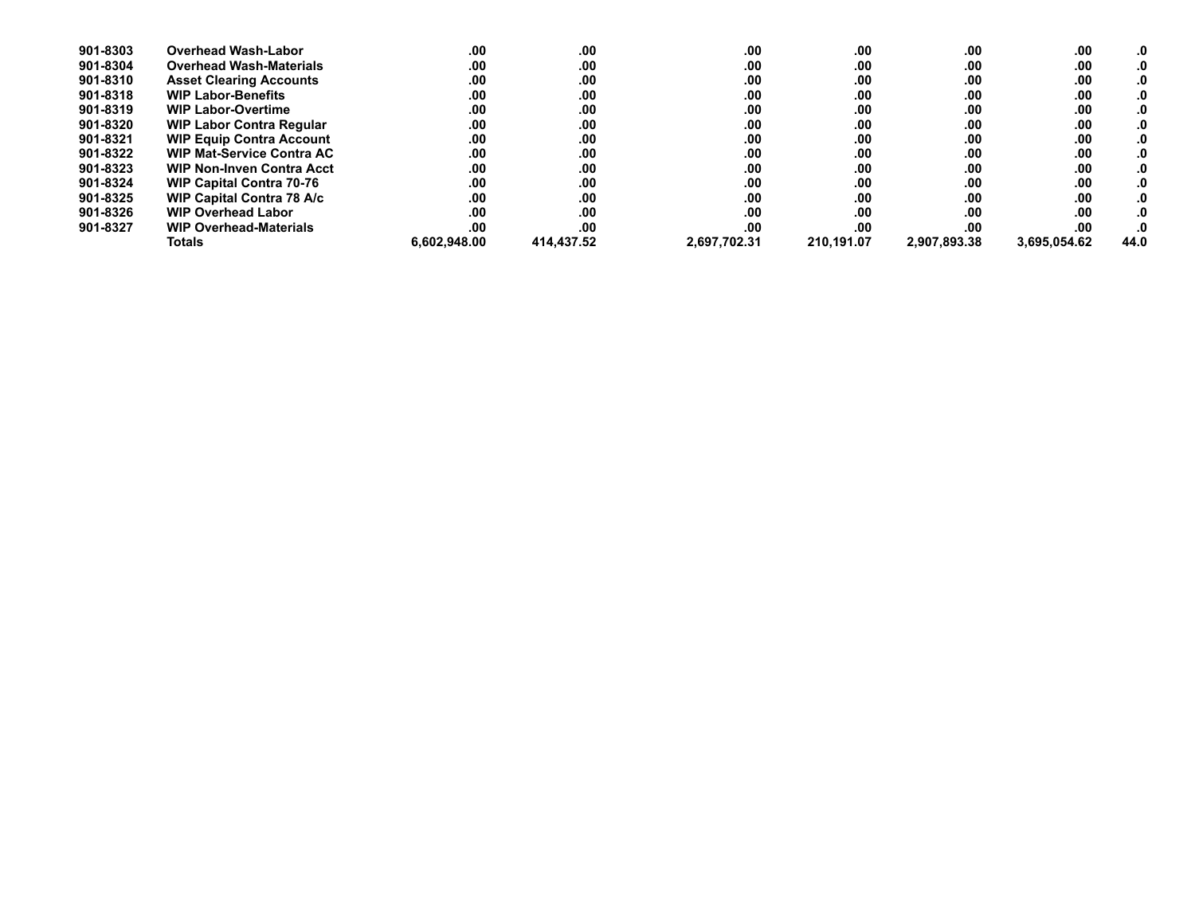| | | | | | | | | |
|---|---|---|---|---|---|---|---|---|
| 901-8303 | Overhead Wash-Labor | .00 | .00 | .00 | .00 | .00 | .00 | .0 |
| 901-8304 | Overhead Wash-Materials | .00 | .00 | .00 | .00 | .00 | .00 | .0 |
| 901-8310 | Asset Clearing Accounts | .00 | .00 | .00 | .00 | .00 | .00 | .0 |
| 901-8318 | WIP Labor-Benefits | .00 | .00 | .00 | .00 | .00 | .00 | .0 |
| 901-8319 | WIP Labor-Overtime | .00 | .00 | .00 | .00 | .00 | .00 | .0 |
| 901-8320 | WIP Labor Contra Regular | .00 | .00 | .00 | .00 | .00 | .00 | .0 |
| 901-8321 | WIP Equip Contra Account | .00 | .00 | .00 | .00 | .00 | .00 | .0 |
| 901-8322 | WIP Mat-Service Contra AC | .00 | .00 | .00 | .00 | .00 | .00 | .0 |
| 901-8323 | WIP Non-Inven Contra Acct | .00 | .00 | .00 | .00 | .00 | .00 | .0 |
| 901-8324 | WIP Capital Contra 70-76 | .00 | .00 | .00 | .00 | .00 | .00 | .0 |
| 901-8325 | WIP Capital Contra 78 A/c | .00 | .00 | .00 | .00 | .00 | .00 | .0 |
| 901-8326 | WIP Overhead Labor | .00 | .00 | .00 | .00 | .00 | .00 | .0 |
| 901-8327 | WIP Overhead-Materials | .00 | .00 | .00 | .00 | .00 | .00 | .0 |
| | Totals | 6,602,948.00 | 414,437.52 | 2,697,702.31 | 210,191.07 | 2,907,893.38 | 3,695,054.62 | 44.0 |